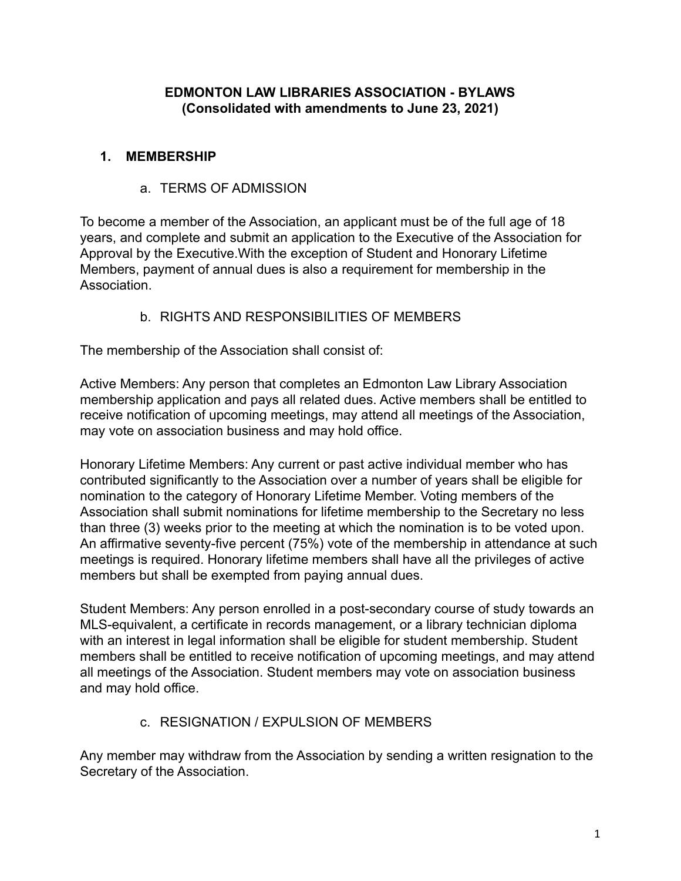**EDMONTON LAW LIBRARIES ASSOCIATION - BYLAWS**
**(Consolidated with amendments to June 23, 2021)**

## 1. MEMBERSHIP

### a. TERMS OF ADMISSION

To become a member of the Association, an applicant must be of the full age of 18 years, and complete and submit an application to the Executive of the Association for Approval by the Executive.With the exception of Student and Honorary Lifetime Members, payment of annual dues is also a requirement for membership in the Association.

### b. RIGHTS AND RESPONSIBILITIES OF MEMBERS

The membership of the Association shall consist of:

Active Members: Any person that completes an Edmonton Law Library Association membership application and pays all related dues. Active members shall be entitled to receive notification of upcoming meetings, may attend all meetings of the Association, may vote on association business and may hold office.

Honorary Lifetime Members: Any current or past active individual member who has contributed significantly to the Association over a number of years shall be eligible for nomination to the category of Honorary Lifetime Member. Voting members of the Association shall submit nominations for lifetime membership to the Secretary no less than three (3) weeks prior to the meeting at which the nomination is to be voted upon. An affirmative seventy-five percent (75%) vote of the membership in attendance at such meetings is required. Honorary lifetime members shall have all the privileges of active members but shall be exempted from paying annual dues.

Student Members: Any person enrolled in a post-secondary course of study towards an MLS-equivalent, a certificate in records management, or a library technician diploma with an interest in legal information shall be eligible for student membership. Student members shall be entitled to receive notification of upcoming meetings, and may attend all meetings of the Association. Student members may vote on association business and may hold office.

### c. RESIGNATION / EXPULSION OF MEMBERS

Any member may withdraw from the Association by sending a written resignation to the Secretary of the Association.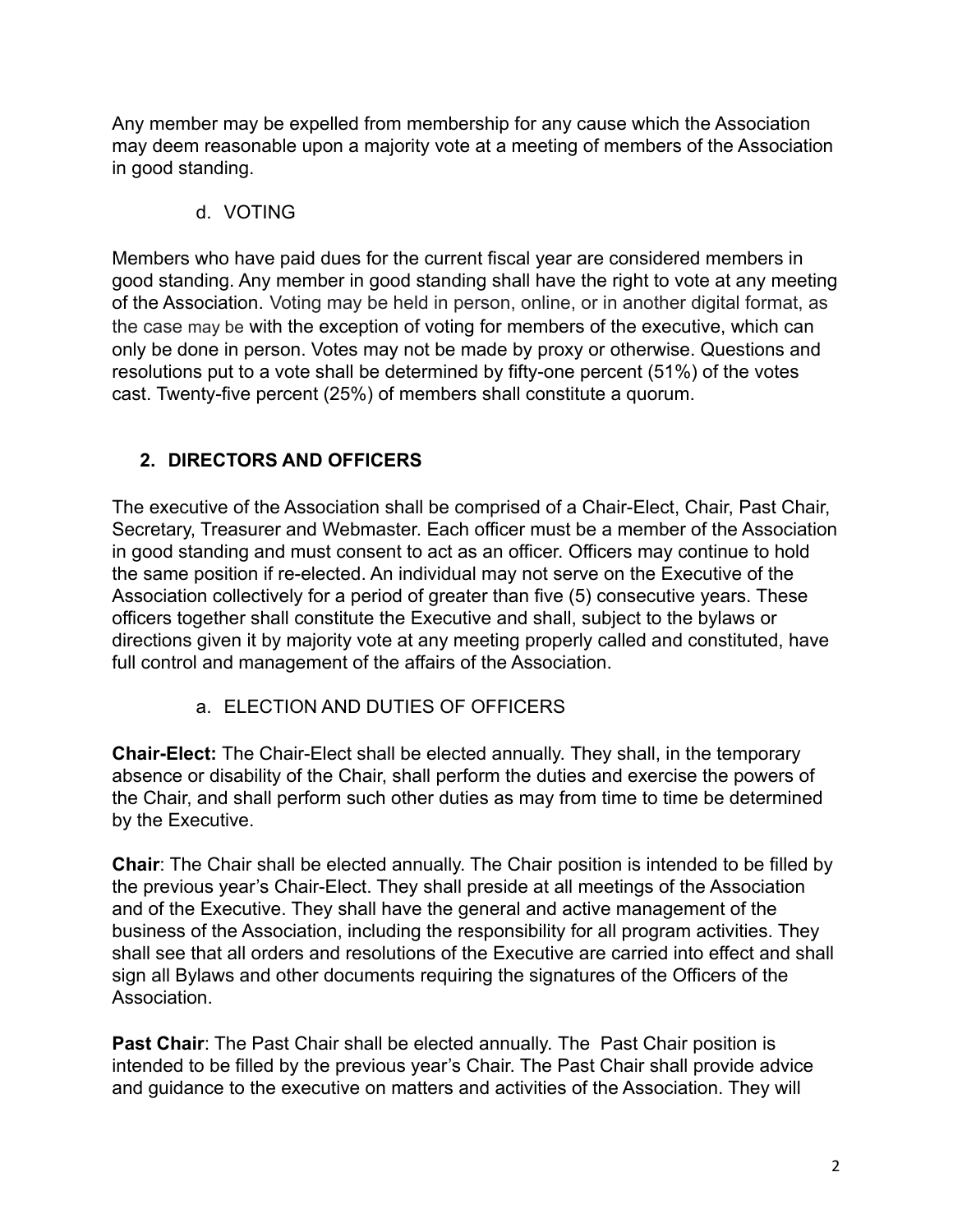Any member may be expelled from membership for any cause which the Association may deem reasonable upon a majority vote at a meeting of members of the Association in good standing.

### d. VOTING

Members who have paid dues for the current fiscal year are considered members in good standing. Any member in good standing shall have the right to vote at any meeting of the Association. Voting may be held in person, online, or in another digital format, as the case may be with the exception of voting for members of the executive, which can only be done in person. Votes may not be made by proxy or otherwise. Questions and resolutions put to a vote shall be determined by fifty-one percent (51%) of the votes cast. Twenty-five percent (25%) of members shall constitute a quorum.

## 2. DIRECTORS AND OFFICERS

The executive of the Association shall be comprised of a Chair-Elect, Chair, Past Chair, Secretary, Treasurer and Webmaster. Each officer must be a member of the Association in good standing and must consent to act as an officer. Officers may continue to hold the same position if re-elected. An individual may not serve on the Executive of the Association collectively for a period of greater than five (5) consecutive years. These officers together shall constitute the Executive and shall, subject to the bylaws or directions given it by majority vote at any meeting properly called and constituted, have full control and management of the affairs of the Association.

### a. ELECTION AND DUTIES OF OFFICERS

**Chair-Elect:** The Chair-Elect shall be elected annually. They shall, in the temporary absence or disability of the Chair, shall perform the duties and exercise the powers of the Chair, and shall perform such other duties as may from time to time be determined by the Executive.

**Chair**: The Chair shall be elected annually. The Chair position is intended to be filled by the previous year's Chair-Elect. They shall preside at all meetings of the Association and of the Executive. They shall have the general and active management of the business of the Association, including the responsibility for all program activities. They shall see that all orders and resolutions of the Executive are carried into effect and shall sign all Bylaws and other documents requiring the signatures of the Officers of the Association.

**Past Chair**: The Past Chair shall be elected annually. The Past Chair position is intended to be filled by the previous year's Chair. The Past Chair shall provide advice and guidance to the executive on matters and activities of the Association. They will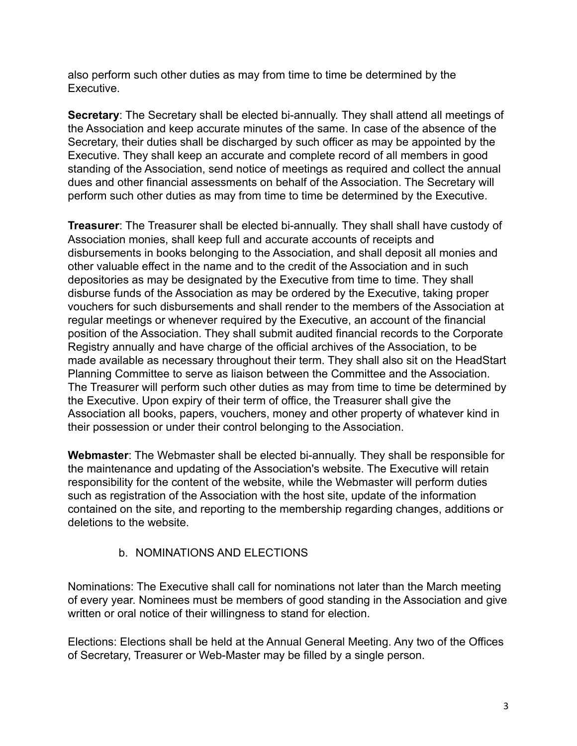also perform such other duties as may from time to time be determined by the Executive.

**Secretary**: The Secretary shall be elected bi-annually. They shall attend all meetings of the Association and keep accurate minutes of the same. In case of the absence of the Secretary, their duties shall be discharged by such officer as may be appointed by the Executive. They shall keep an accurate and complete record of all members in good standing of the Association, send notice of meetings as required and collect the annual dues and other financial assessments on behalf of the Association. The Secretary will perform such other duties as may from time to time be determined by the Executive.

**Treasurer**: The Treasurer shall be elected bi-annually. They shall shall have custody of Association monies, shall keep full and accurate accounts of receipts and disbursements in books belonging to the Association, and shall deposit all monies and other valuable effect in the name and to the credit of the Association and in such depositories as may be designated by the Executive from time to time. They shall disburse funds of the Association as may be ordered by the Executive, taking proper vouchers for such disbursements and shall render to the members of the Association at regular meetings or whenever required by the Executive, an account of the financial position of the Association. They shall submit audited financial records to the Corporate Registry annually and have charge of the official archives of the Association, to be made available as necessary throughout their term. They shall also sit on the HeadStart Planning Committee to serve as liaison between the Committee and the Association. The Treasurer will perform such other duties as may from time to time be determined by the Executive. Upon expiry of their term of office, the Treasurer shall give the Association all books, papers, vouchers, money and other property of whatever kind in their possession or under their control belonging to the Association.

**Webmaster**: The Webmaster shall be elected bi-annually. They shall be responsible for the maintenance and updating of the Association's website. The Executive will retain responsibility for the content of the website, while the Webmaster will perform duties such as registration of the Association with the host site, update of the information contained on the site, and reporting to the membership regarding changes, additions or deletions to the website.

b. NOMINATIONS AND ELECTIONS

Nominations: The Executive shall call for nominations not later than the March meeting of every year. Nominees must be members of good standing in the Association and give written or oral notice of their willingness to stand for election.

Elections: Elections shall be held at the Annual General Meeting. Any two of the Offices of Secretary, Treasurer or Web-Master may be filled by a single person.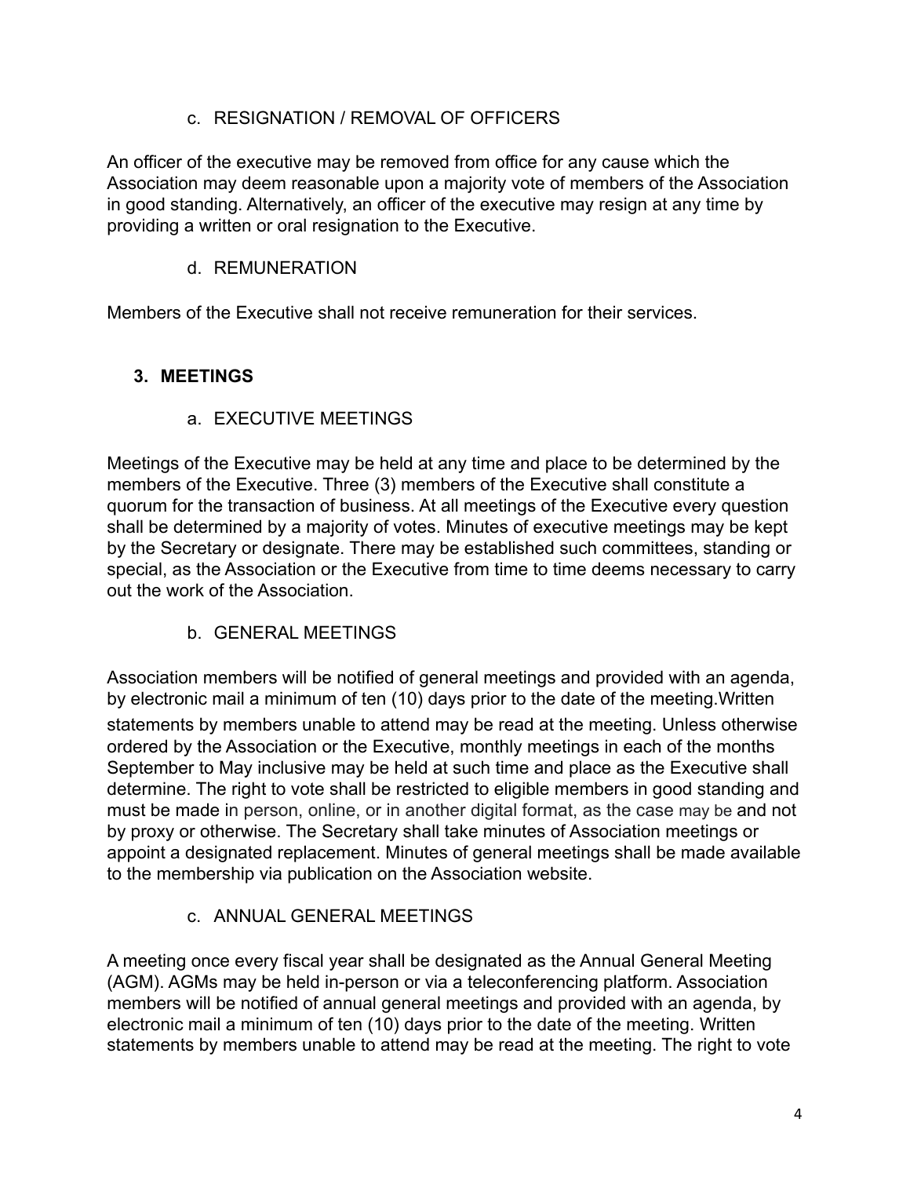### c. RESIGNATION / REMOVAL OF OFFICERS

An officer of the executive may be removed from office for any cause which the Association may deem reasonable upon a majority vote of members of the Association in good standing. Alternatively, an officer of the executive may resign at any time by providing a written or oral resignation to the Executive.

### d. REMUNERATION

Members of the Executive shall not receive remuneration for their services.

## 3. MEETINGS

### a. EXECUTIVE MEETINGS

Meetings of the Executive may be held at any time and place to be determined by the members of the Executive. Three (3) members of the Executive shall constitute a quorum for the transaction of business. At all meetings of the Executive every question shall be determined by a majority of votes. Minutes of executive meetings may be kept by the Secretary or designate. There may be established such committees, standing or special, as the Association or the Executive from time to time deems necessary to carry out the work of the Association.

### b. GENERAL MEETINGS

Association members will be notified of general meetings and provided with an agenda, by electronic mail a minimum of ten (10) days prior to the date of the meeting.Written statements by members unable to attend may be read at the meeting. Unless otherwise ordered by the Association or the Executive, monthly meetings in each of the months September to May inclusive may be held at such time and place as the Executive shall determine. The right to vote shall be restricted to eligible members in good standing and must be made in person, online, or in another digital format, as the case may be and not by proxy or otherwise. The Secretary shall take minutes of Association meetings or appoint a designated replacement. Minutes of general meetings shall be made available to the membership via publication on the Association website.

### c. ANNUAL GENERAL MEETINGS

A meeting once every fiscal year shall be designated as the Annual General Meeting (AGM). AGMs may be held in-person or via a teleconferencing platform. Association members will be notified of annual general meetings and provided with an agenda, by electronic mail a minimum of ten (10) days prior to the date of the meeting. Written statements by members unable to attend may be read at the meeting. The right to vote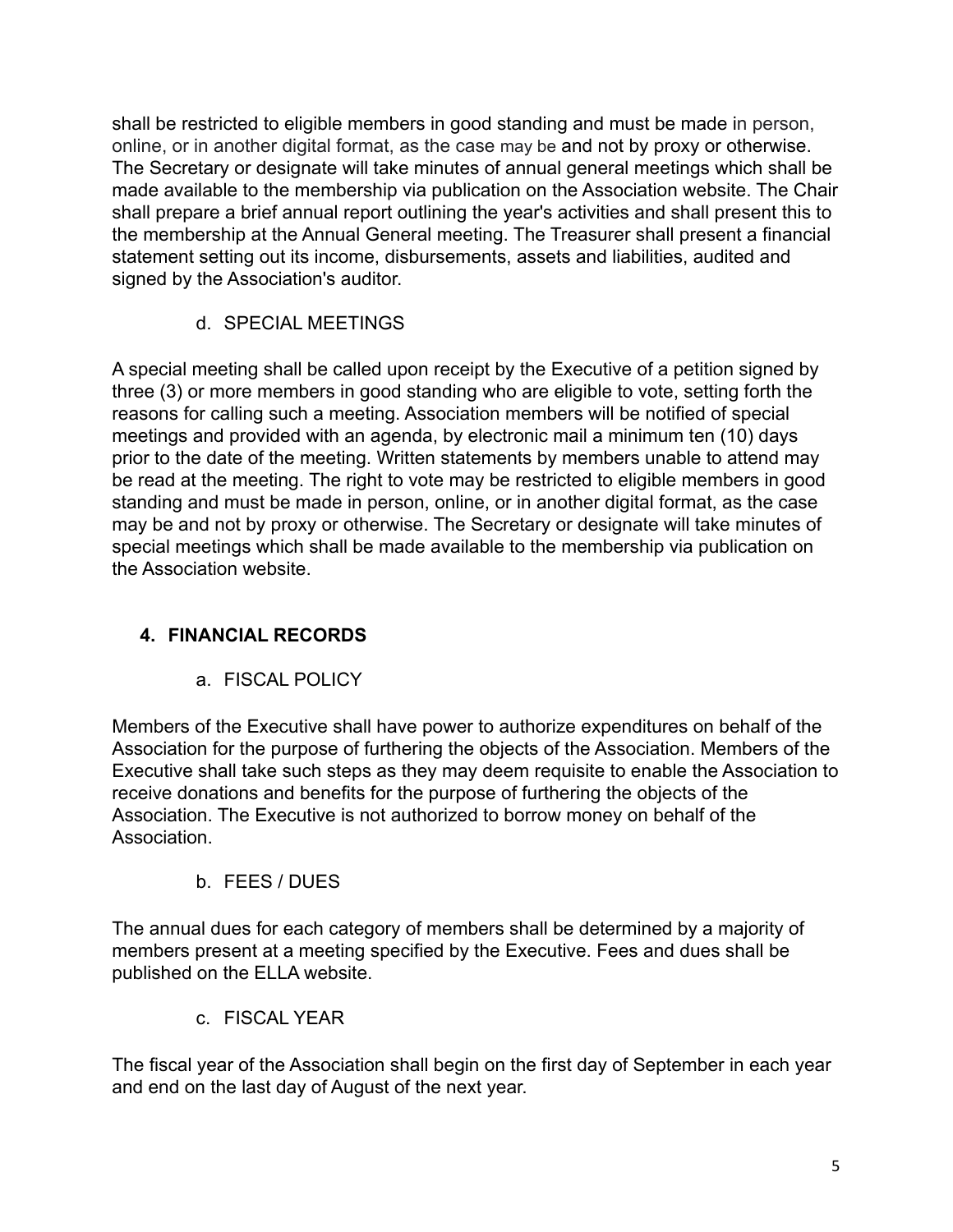shall be restricted to eligible members in good standing and must be made in person, online, or in another digital format, as the case may be and not by proxy or otherwise. The Secretary or designate will take minutes of annual general meetings which shall be made available to the membership via publication on the Association website. The Chair shall prepare a brief annual report outlining the year's activities and shall present this to the membership at the Annual General meeting. The Treasurer shall present a financial statement setting out its income, disbursements, assets and liabilities, audited and signed by the Association's auditor.

d. SPECIAL MEETINGS

A special meeting shall be called upon receipt by the Executive of a petition signed by three (3) or more members in good standing who are eligible to vote, setting forth the reasons for calling such a meeting. Association members will be notified of special meetings and provided with an agenda, by electronic mail a minimum ten (10) days prior to the date of the meeting. Written statements by members unable to attend may be read at the meeting. The right to vote may be restricted to eligible members in good standing and must be made in person, online, or in another digital format, as the case may be and not by proxy or otherwise. The Secretary or designate will take minutes of special meetings which shall be made available to the membership via publication on the Association website.

## 4. FINANCIAL RECORDS

a. FISCAL POLICY

Members of the Executive shall have power to authorize expenditures on behalf of the Association for the purpose of furthering the objects of the Association. Members of the Executive shall take such steps as they may deem requisite to enable the Association to receive donations and benefits for the purpose of furthering the objects of the Association. The Executive is not authorized to borrow money on behalf of the Association.

b. FEES / DUES

The annual dues for each category of members shall be determined by a majority of members present at a meeting specified by the Executive. Fees and dues shall be published on the ELLA website.

c. FISCAL YEAR

The fiscal year of the Association shall begin on the first day of September in each year and end on the last day of August of the next year.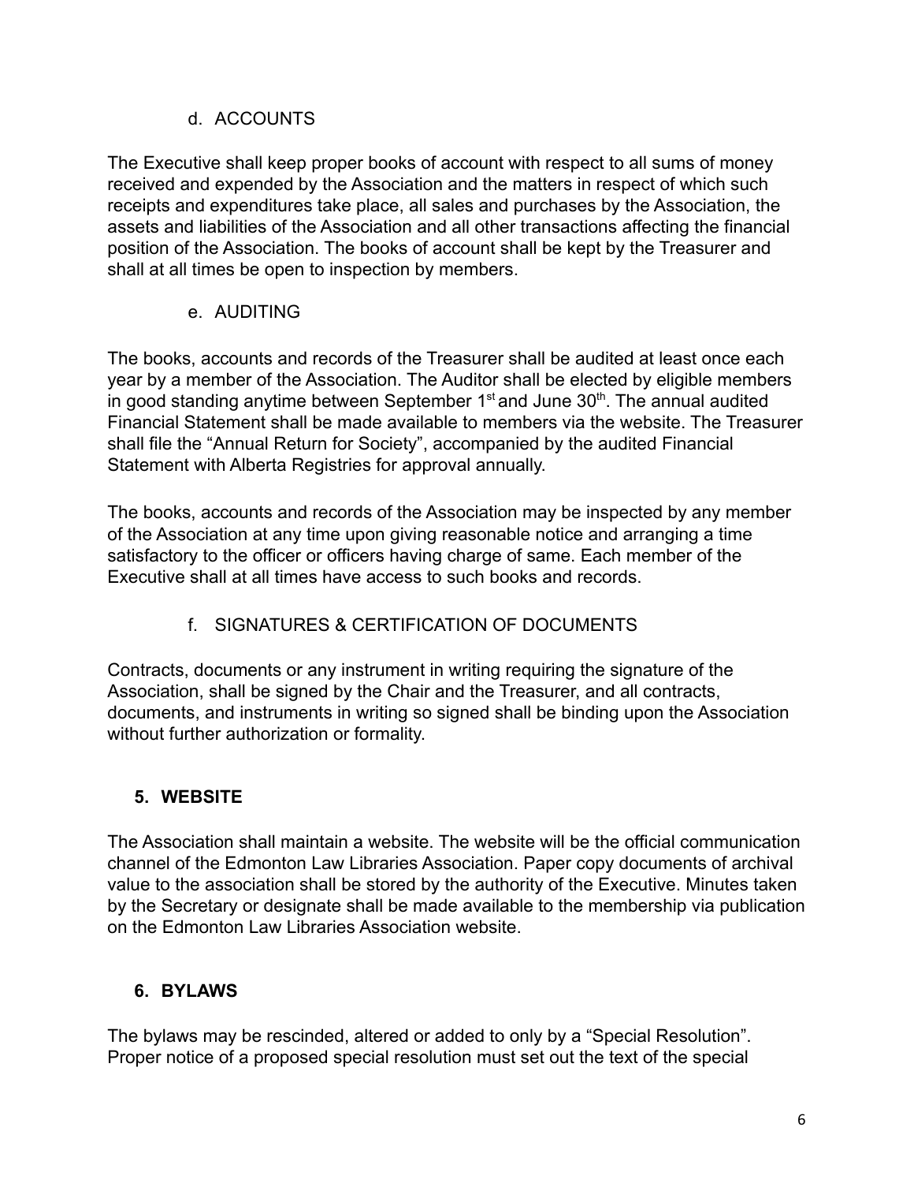### d. ACCOUNTS

The Executive shall keep proper books of account with respect to all sums of money received and expended by the Association and the matters in respect of which such receipts and expenditures take place, all sales and purchases by the Association, the assets and liabilities of the Association and all other transactions affecting the financial position of the Association. The books of account shall be kept by the Treasurer and shall at all times be open to inspection by members.

### e. AUDITING

The books, accounts and records of the Treasurer shall be audited at least once each year by a member of the Association. The Auditor shall be elected by eligible members in good standing anytime between September 1st and June 30th. The annual audited Financial Statement shall be made available to members via the website. The Treasurer shall file the “Annual Return for Society”, accompanied by the audited Financial Statement with Alberta Registries for approval annually.

The books, accounts and records of the Association may be inspected by any member of the Association at any time upon giving reasonable notice and arranging a time satisfactory to the officer or officers having charge of same. Each member of the Executive shall at all times have access to such books and records.

### f. SIGNATURES & CERTIFICATION OF DOCUMENTS

Contracts, documents or any instrument in writing requiring the signature of the Association, shall be signed by the Chair and the Treasurer, and all contracts, documents, and instruments in writing so signed shall be binding upon the Association without further authorization or formality.

## 5. WEBSITE

The Association shall maintain a website. The website will be the official communication channel of the Edmonton Law Libraries Association. Paper copy documents of archival value to the association shall be stored by the authority of the Executive. Minutes taken by the Secretary or designate shall be made available to the membership via publication on the Edmonton Law Libraries Association website.

## 6. BYLAWS

The bylaws may be rescinded, altered or added to only by a “Special Resolution”. Proper notice of a proposed special resolution must set out the text of the special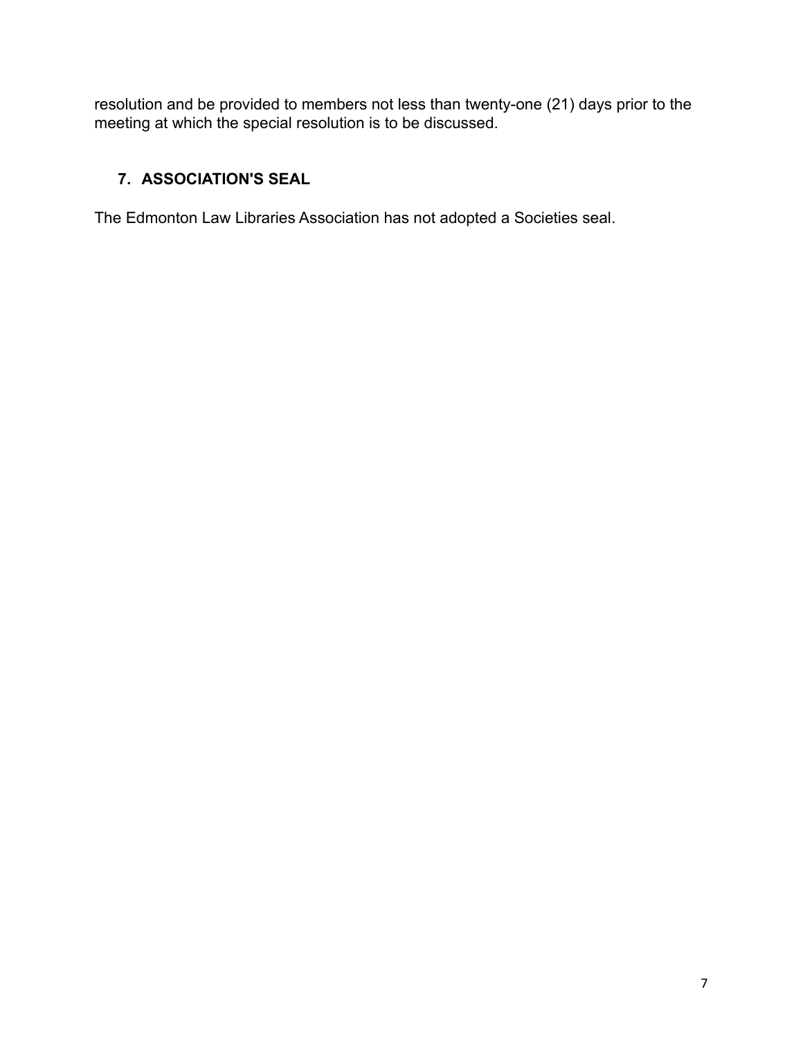resolution and be provided to members not less than twenty-one (21) days prior to the meeting at which the special resolution is to be discussed.

## 7. ASSOCIATION'S SEAL

The Edmonton Law Libraries Association has not adopted a Societies seal.